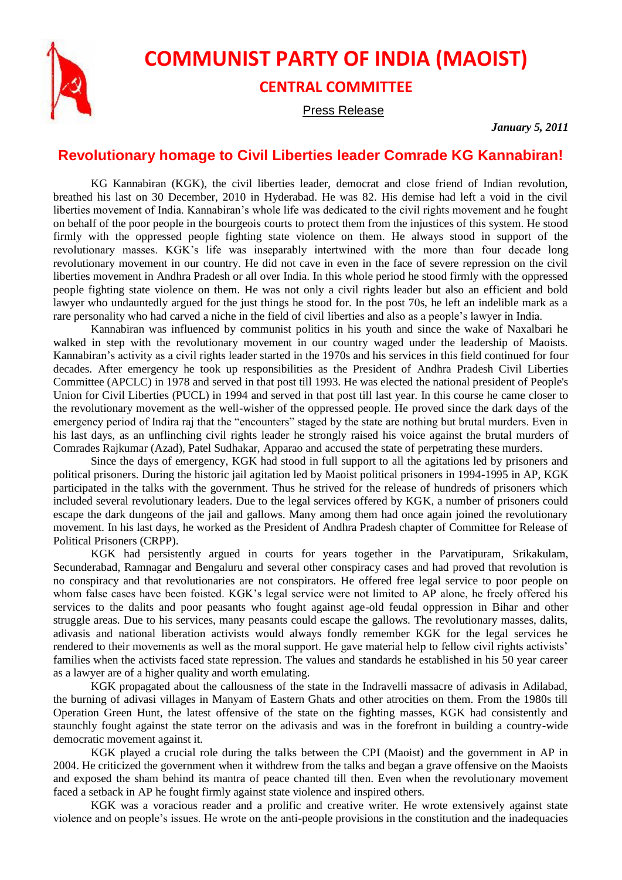# COMMUNIST PARTY OF INDIA (MAOIST)

## CENTRAL COMMITTEE

Press Release

***January 5, 2011***

## Revolutionary homage to Civil Liberties leader Comrade KG Kannabiran!

KG Kannabiran (KGK), the civil liberties leader, democrat and close friend of Indian revolution, breathed his last on 30 December, 2010 in Hyderabad. He was 82. His demise had left a void in the civil liberties movement of India. Kannabiran's whole life was dedicated to the civil rights movement and he fought on behalf of the poor people in the bourgeois courts to protect them from the injustices of this system. He stood firmly with the oppressed people fighting state violence on them. He always stood in support of the revolutionary masses. KGK's life was inseparably intertwined with the more than four decade long revolutionary movement in our country. He did not cave in even in the face of severe repression on the civil liberties movement in Andhra Pradesh or all over India. In this whole period he stood firmly with the oppressed people fighting state violence on them. He was not only a civil rights leader but also an efficient and bold lawyer who undauntedly argued for the just things he stood for. In the post 70s, he left an indelible mark as a rare personality who had carved a niche in the field of civil liberties and also as a people's lawyer in India.

Kannabiran was influenced by communist politics in his youth and since the wake of Naxalbari he walked in step with the revolutionary movement in our country waged under the leadership of Maoists. Kannabiran's activity as a civil rights leader started in the 1970s and his services in this field continued for four decades. After emergency he took up responsibilities as the President of Andhra Pradesh Civil Liberties Committee (APCLC) in 1978 and served in that post till 1993. He was elected the national president of People's Union for Civil Liberties (PUCL) in 1994 and served in that post till last year. In this course he came closer to the revolutionary movement as the well-wisher of the oppressed people. He proved since the dark days of the emergency period of Indira raj that the "encounters" staged by the state are nothing but brutal murders. Even in his last days, as an unflinching civil rights leader he strongly raised his voice against the brutal murders of Comrades Rajkumar (Azad), Patel Sudhakar, Apparao and accused the state of perpetrating these murders.

Since the days of emergency, KGK had stood in full support to all the agitations led by prisoners and political prisoners. During the historic jail agitation led by Maoist political prisoners in 1994-1995 in AP, KGK participated in the talks with the government. Thus he strived for the release of hundreds of prisoners which included several revolutionary leaders. Due to the legal services offered by KGK, a number of prisoners could escape the dark dungeons of the jail and gallows. Many among them had once again joined the revolutionary movement. In his last days, he worked as the President of Andhra Pradesh chapter of Committee for Release of Political Prisoners (CRPP).

KGK had persistently argued in courts for years together in the Parvatipuram, Srikakulam, Secunderabad, Ramnagar and Bengaluru and several other conspiracy cases and had proved that revolution is no conspiracy and that revolutionaries are not conspirators. He offered free legal service to poor people on whom false cases have been foisted. KGK's legal service were not limited to AP alone, he freely offered his services to the dalits and poor peasants who fought against age-old feudal oppression in Bihar and other struggle areas. Due to his services, many peasants could escape the gallows. The revolutionary masses, dalits, adivasis and national liberation activists would always fondly remember KGK for the legal services he rendered to their movements as well as the moral support. He gave material help to fellow civil rights activists' families when the activists faced state repression. The values and standards he established in his 50 year career as a lawyer are of a higher quality and worth emulating.

KGK propagated about the callousness of the state in the Indravelli massacre of adivasis in Adilabad, the burning of adivasi villages in Manyam of Eastern Ghats and other atrocities on them. From the 1980s till Operation Green Hunt, the latest offensive of the state on the fighting masses, KGK had consistently and staunchly fought against the state terror on the adivasis and was in the forefront in building a country-wide democratic movement against it.

KGK played a crucial role during the talks between the CPI (Maoist) and the government in AP in 2004. He criticized the government when it withdrew from the talks and began a grave offensive on the Maoists and exposed the sham behind its mantra of peace chanted till then. Even when the revolutionary movement faced a setback in AP he fought firmly against state violence and inspired others.

KGK was a voracious reader and a prolific and creative writer. He wrote extensively against state violence and on people's issues. He wrote on the anti-people provisions in the constitution and the inadequacies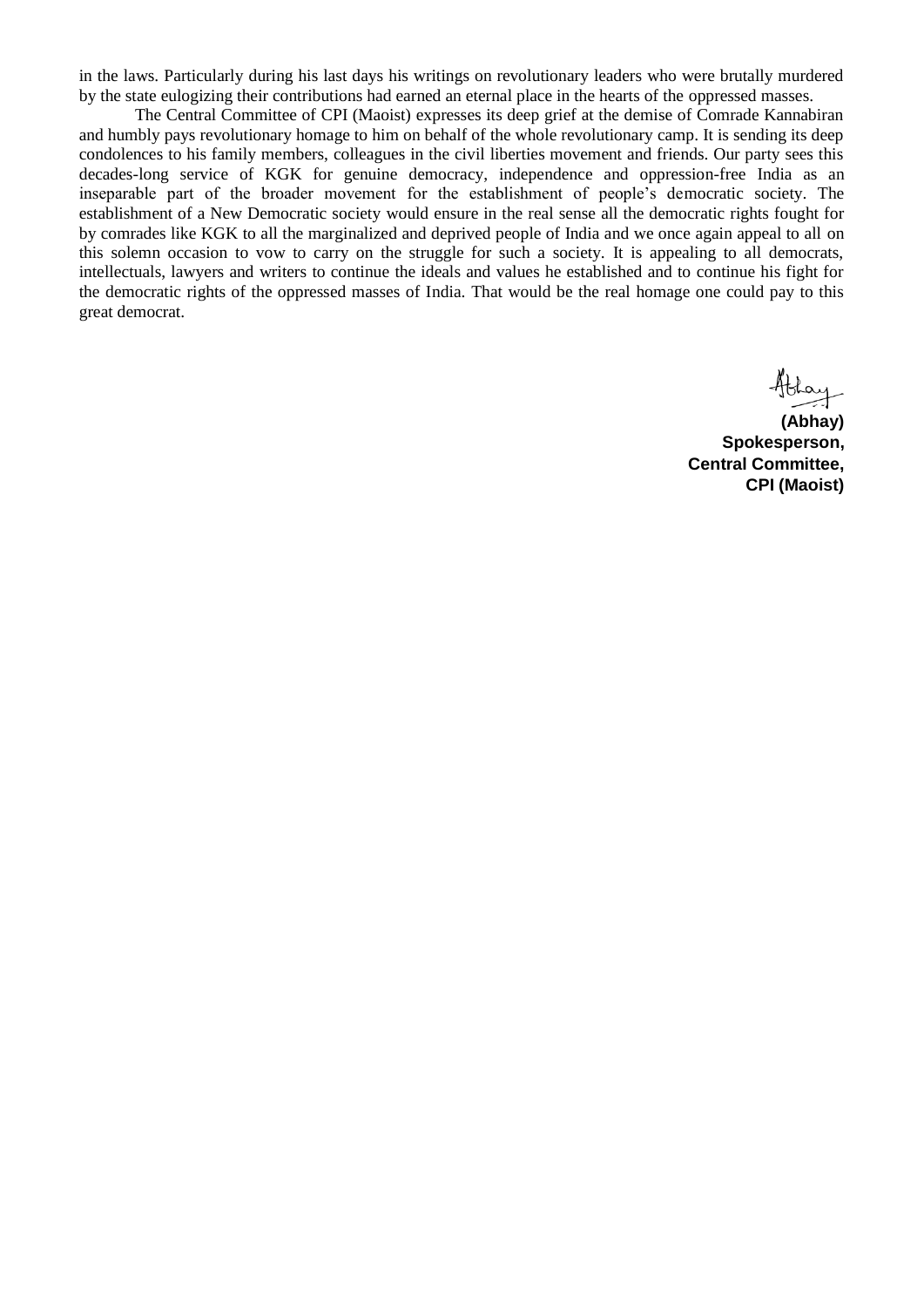in the laws. Particularly during his last days his writings on revolutionary leaders who were brutally murdered by the state eulogizing their contributions had earned an eternal place in the hearts of the oppressed masses.

The Central Committee of CPI (Maoist) expresses its deep grief at the demise of Comrade Kannabiran and humbly pays revolutionary homage to him on behalf of the whole revolutionary camp. It is sending its deep condolences to his family members, colleagues in the civil liberties movement and friends. Our party sees this decades-long service of KGK for genuine democracy, independence and oppression-free India as an inseparable part of the broader movement for the establishment of people's democratic society. The establishment of a New Democratic society would ensure in the real sense all the democratic rights fought for by comrades like KGK to all the marginalized and deprived people of India and we once again appeal to all on this solemn occasion to vow to carry on the struggle for such a society. It is appealing to all democrats, intellectuals, lawyers and writers to continue the ideals and values he established and to continue his fight for the democratic rights of the oppressed masses of India. That would be the real homage one could pay to this great democrat.

Abhay

**(Abhay)**
**Spokesperson,**
**Central Committee,**
**CPI (Maoist)**